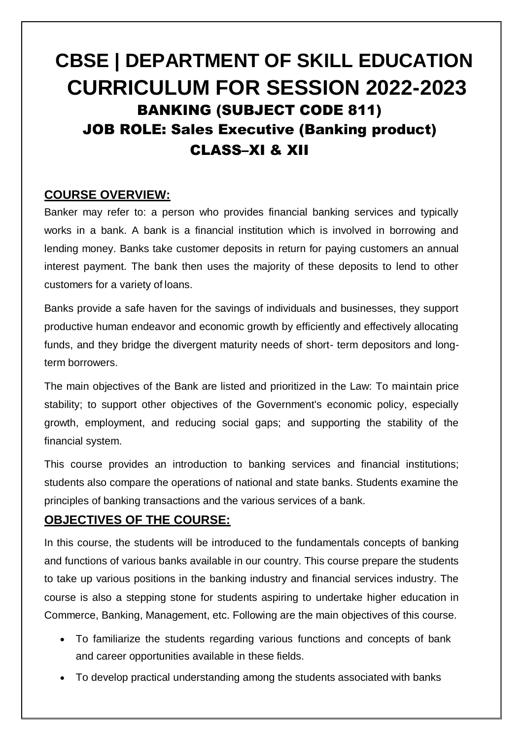# CBSE | DEPARTMENT OF SKILL EDUCATION CURRICULUM FOR SESSION 2022-2023

## BANKING (SUBJECT CODE 811)

## JOB ROLE: Sales Executive (Banking product)

## CLASS–XI & XII

### COURSE OVERVIEW:

Banker may refer to: a person who provides financial banking services and typically works in a bank. A bank is a financial institution which is involved in borrowing and lending money. Banks take customer deposits in return for paying customers an annual interest payment. The bank then uses the majority of these deposits to lend to other customers for a variety of loans.

Banks provide a safe haven for the savings of individuals and businesses, they support productive human endeavor and economic growth by efficiently and effectively allocating funds, and they bridge the divergent maturity needs of short- term depositors and long-term borrowers.

The main objectives of the Bank are listed and prioritized in the Law: To maintain price stability; to support other objectives of the Government's economic policy, especially growth, employment, and reducing social gaps; and supporting the stability of the financial system.

This course provides an introduction to banking services and financial institutions; students also compare the operations of national and state banks. Students examine the principles of banking transactions and the various services of a bank.

### OBJECTIVES OF THE COURSE:

In this course, the students will be introduced to the fundamentals concepts of banking and functions of various banks available in our country. This course prepare the students to take up various positions in the banking industry and financial services industry. The course is also a stepping stone for students aspiring to undertake higher education in Commerce, Banking, Management, etc. Following are the main objectives of this course.

- To familiarize the students regarding various functions and concepts of bank and career opportunities available in these fields.
- To develop practical understanding among the students associated with banks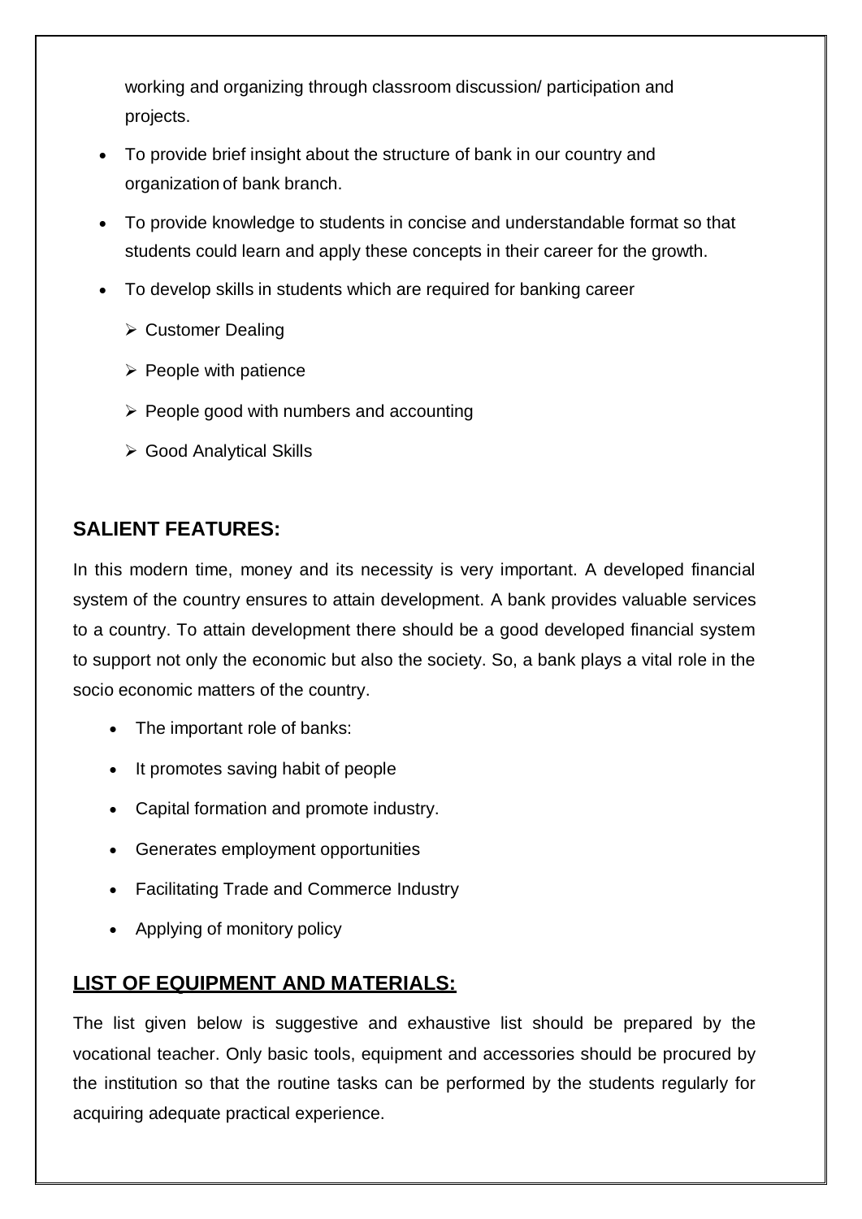working and organizing through classroom discussion/ participation and projects.

- To provide brief insight about the structure of bank in our country and organization of bank branch.
- To provide knowledge to students in concise and understandable format so that students could learn and apply these concepts in their career for the growth.
- To develop skills in students which are required for banking career
  - Customer Dealing
  - People with patience
  - People good with numbers and accounting
  - Good Analytical Skills

## SALIENT FEATURES:

In this modern time, money and its necessity is very important. A developed financial system of the country ensures to attain development. A bank provides valuable services to a country. To attain development there should be a good developed financial system to support not only the economic but also the society. So, a bank plays a vital role in the socio economic matters of the country.

- The important role of banks:
- It promotes saving habit of people
- Capital formation and promote industry.
- Generates employment opportunities
- Facilitating Trade and Commerce Industry
- Applying of monitory policy

## LIST OF EQUIPMENT AND MATERIALS:

The list given below is suggestive and exhaustive list should be prepared by the vocational teacher. Only basic tools, equipment and accessories should be procured by the institution so that the routine tasks can be performed by the students regularly for acquiring adequate practical experience.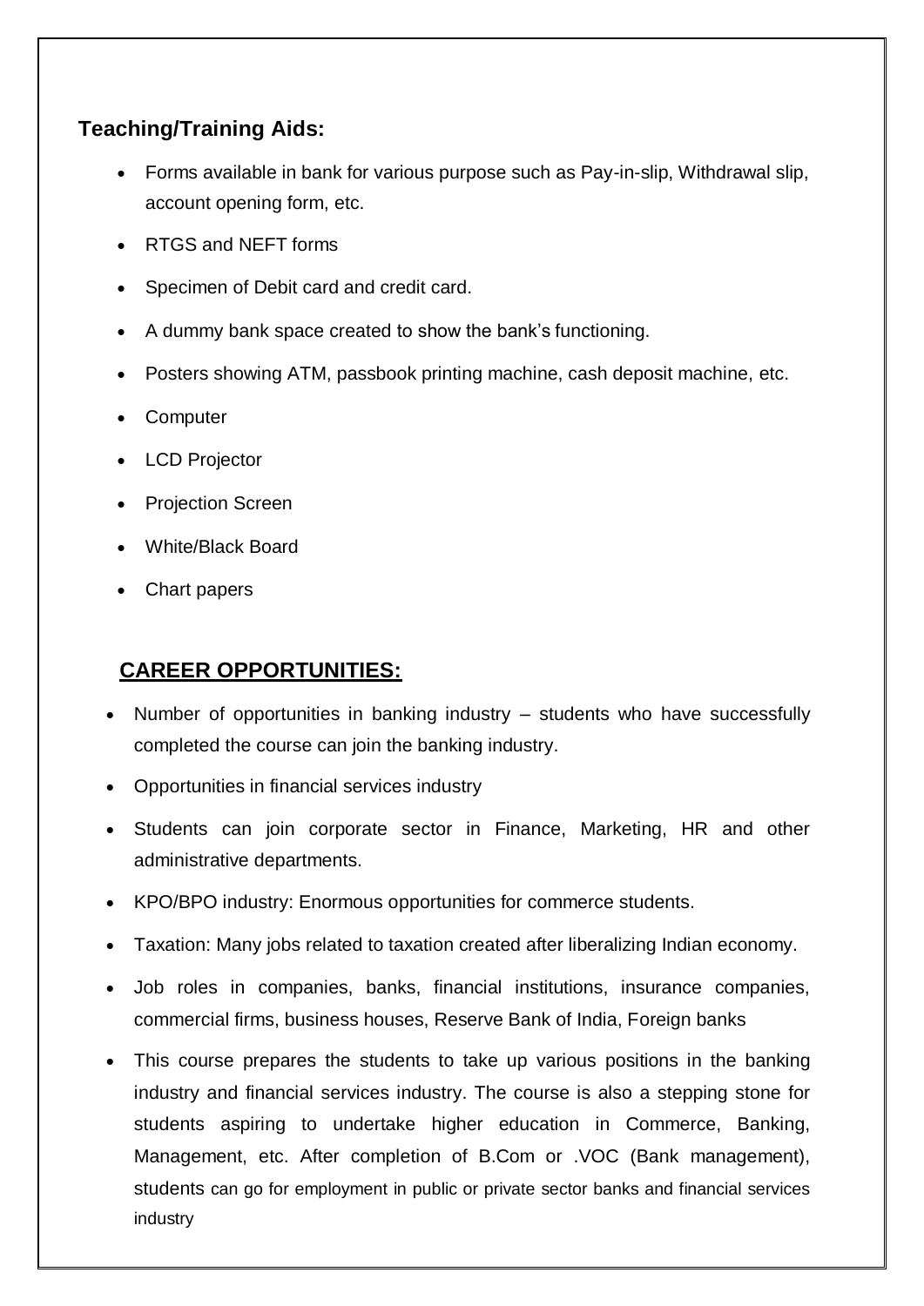## Teaching/Training Aids:

- Forms available in bank for various purpose such as Pay-in-slip, Withdrawal slip, account opening form, etc.
- RTGS and NEFT forms
- Specimen of Debit card and credit card.
- A dummy bank space created to show the bank's functioning.
- Posters showing ATM, passbook printing machine, cash deposit machine, etc.
- Computer
- LCD Projector
- Projection Screen
- White/Black Board
- Chart papers

## CAREER OPPORTUNITIES:

- Number of opportunities in banking industry – students who have successfully completed the course can join the banking industry.
- Opportunities in financial services industry
- Students can join corporate sector in Finance, Marketing, HR and other administrative departments.
- KPO/BPO industry: Enormous opportunities for commerce students.
- Taxation: Many jobs related to taxation created after liberalizing Indian economy.
- Job roles in companies, banks, financial institutions, insurance companies, commercial firms, business houses, Reserve Bank of India, Foreign banks
- This course prepares the students to take up various positions in the banking industry and financial services industry. The course is also a stepping stone for students aspiring to undertake higher education in Commerce, Banking, Management, etc. After completion of B.Com or .VOC (Bank management), students can go for employment in public or private sector banks and financial services industry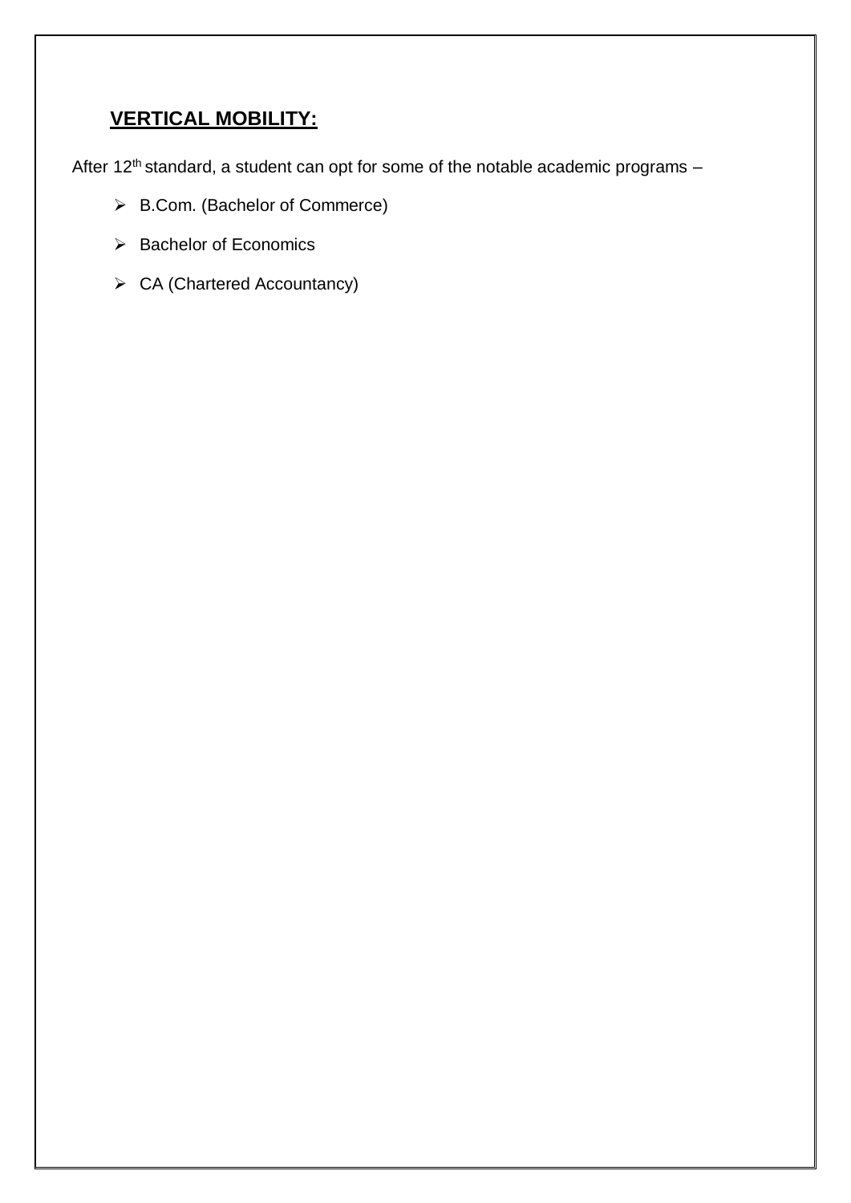## **VERTICAL MOBILITY:**

After 12th standard, a student can opt for some of the notable academic programs –

- B.Com. (Bachelor of Commerce)
- Bachelor of Economics
- CA (Chartered Accountancy)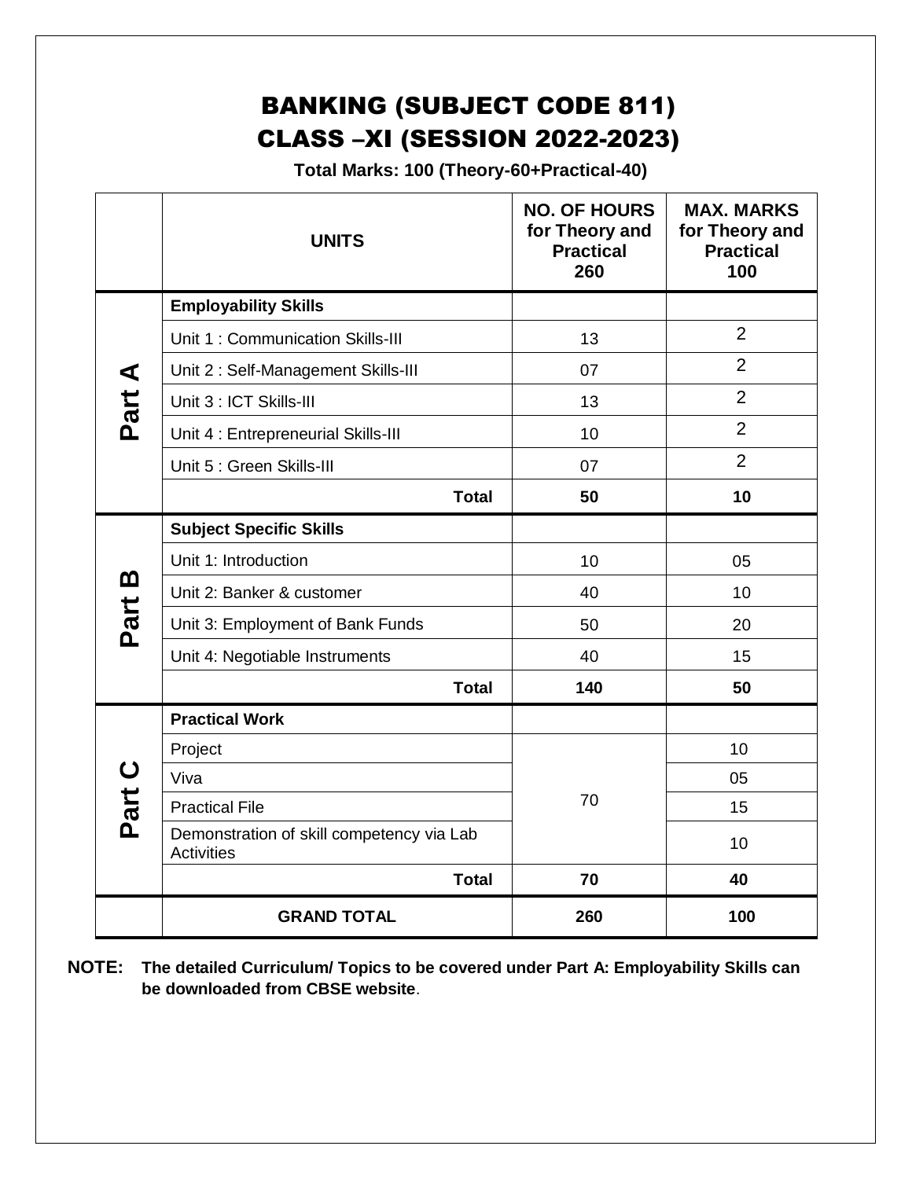# BANKING (SUBJECT CODE 811)
# CLASS –XI (SESSION 2022-2023)

**Total Marks: 100 (Theory-60+Practical-40)**

| | UNITS | NO. OF HOURS for Theory and Practical 260 | MAX. MARKS for Theory and Practical 100 |
|---|---|---|---|
| Part A | **Employability Skills** | | |
| | Unit 1 : Communication Skills-III | 13 | 2 |
| | Unit 2 : Self-Management Skills-III | 07 | 2 |
| | Unit 3 : ICT Skills-III | 13 | 2 |
| | Unit 4 : Entrepreneurial Skills-III | 10 | 2 |
| | Unit 5 : Green Skills-III | 07 | 2 |
| | **Total** | **50** | **10** |
| Part B | **Subject Specific Skills** | | |
| | Unit 1: Introduction | 10 | 05 |
| | Unit 2: Banker & customer | 40 | 10 |
| | Unit 3: Employment of Bank Funds | 50 | 20 |
| | Unit 4: Negotiable Instruments | 40 | 15 |
| | **Total** | **140** | **50** |
| Part C | **Practical Work** | | |
| | Project | 70 | 10 |
| | Viva | | 05 |
| | Practical File | | 15 |
| | Demonstration of skill competency via Lab Activities | | 10 |
| | **Total** | **70** | **40** |
| | **GRAND TOTAL** | **260** | **100** |

**NOTE: The detailed Curriculum/ Topics to be covered under Part A: Employability Skills can be downloaded from CBSE website**.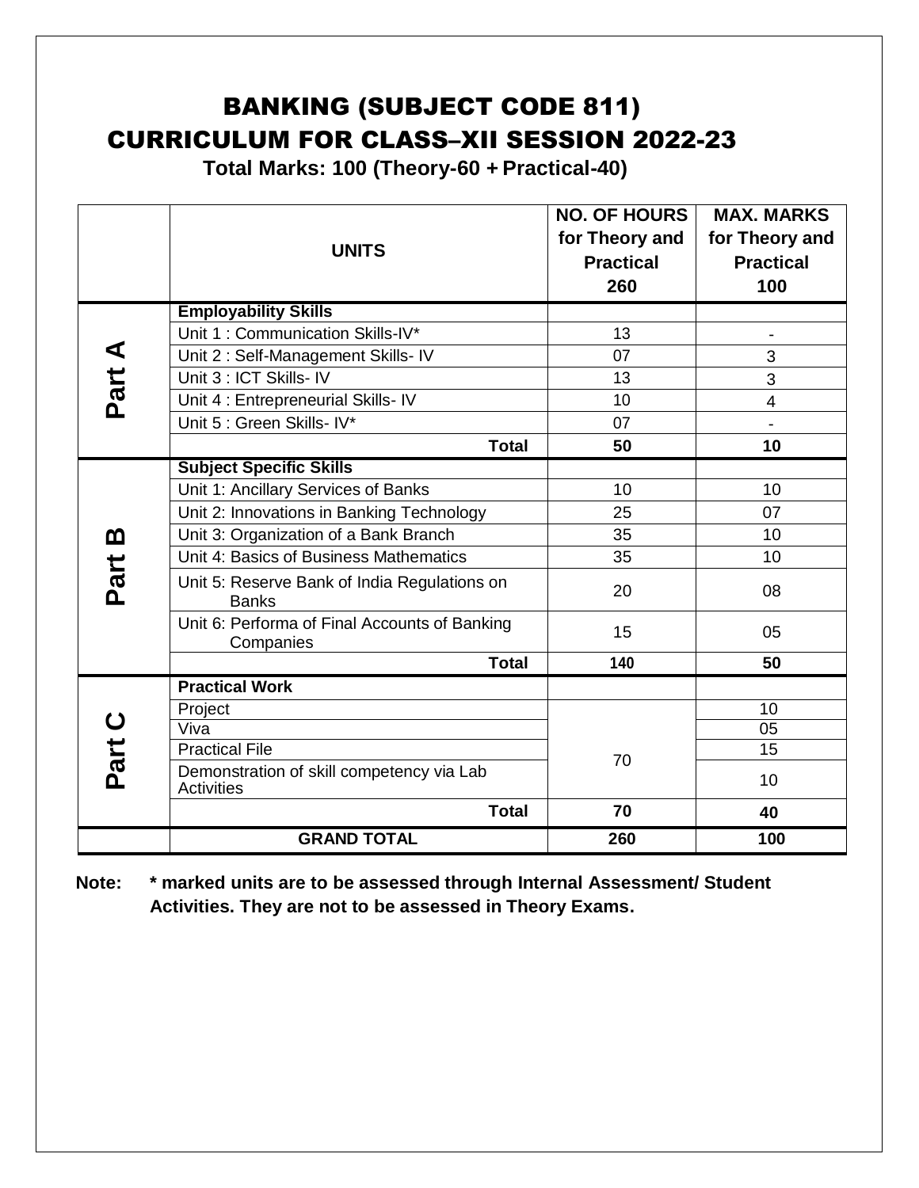# BANKING (SUBJECT CODE 811)
# CURRICULUM FOR CLASS–XII SESSION 2022-23

**Total Marks: 100 (Theory-60 + Practical-40)**

| | UNITS | NO. OF HOURS for Theory and Practical 260 | MAX. MARKS for Theory and Practical 100 |
|---|---|---|---|
| Part A | **Employability Skills** | | |
| | Unit 1 : Communication Skills-IV* | 13 | - |
| | Unit 2 : Self-Management Skills- IV | 07 | 3 |
| | Unit 3 : ICT Skills- IV | 13 | 3 |
| | Unit 4 : Entrepreneurial Skills- IV | 10 | 4 |
| | Unit 5 : Green Skills- IV* | 07 | - |
| | **Total** | **50** | **10** |
| Part B | **Subject Specific Skills** | | |
| | Unit 1: Ancillary Services of Banks | 10 | 10 |
| | Unit 2: Innovations in Banking Technology | 25 | 07 |
| | Unit 3: Organization of a Bank Branch | 35 | 10 |
| | Unit 4: Basics of Business Mathematics | 35 | 10 |
| | Unit 5: Reserve Bank of India Regulations on Banks | 20 | 08 |
| | Unit 6: Performa of Final Accounts of Banking Companies | 15 | 05 |
| | **Total** | **140** | **50** |
| Part C | **Practical Work** | | |
| | Project | 70 | 10 |
| | Viva | | 05 |
| | Practical File | | 15 |
| | Demonstration of skill competency via Lab Activities | | 10 |
| | **Total** | **70** | **40** |
| | **GRAND TOTAL** | **260** | **100** |

**Note: * marked units are to be assessed through Internal Assessment/ Student Activities. They are not to be assessed in Theory Exams.**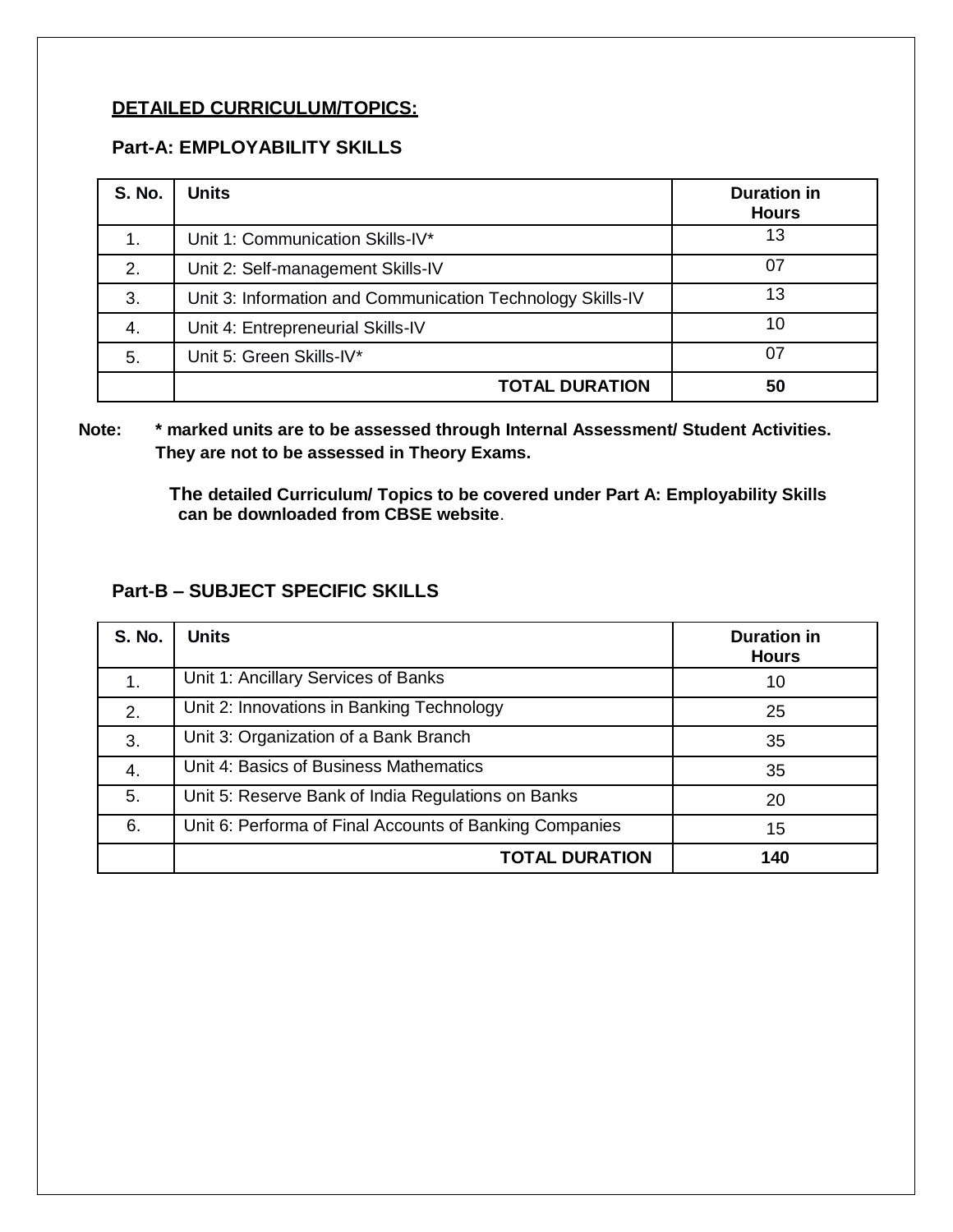## DETAILED CURRICULUM/TOPICS:

### Part-A: EMPLOYABILITY SKILLS

| S. No. | Units | Duration in Hours |
|---|---|---|
| 1. | Unit 1: Communication Skills-IV* | 13 |
| 2. | Unit 2: Self-management Skills-IV | 07 |
| 3. | Unit 3: Information and Communication Technology Skills-IV | 13 |
| 4. | Unit 4: Entrepreneurial Skills-IV | 10 |
| 5. | Unit 5: Green Skills-IV* | 07 |
| | **TOTAL DURATION** | **50** |

**Note: * marked units are to be assessed through Internal Assessment/ Student Activities. They are not to be assessed in Theory Exams.**

**The detailed Curriculum/ Topics to be covered under Part A: Employability Skills can be downloaded from CBSE website**.

### Part-B – SUBJECT SPECIFIC SKILLS

| S. No. | Units | Duration in Hours |
|---|---|---|
| 1. | Unit 1: Ancillary Services of Banks | 10 |
| 2. | Unit 2: Innovations in Banking Technology | 25 |
| 3. | Unit 3: Organization of a Bank Branch | 35 |
| 4. | Unit 4: Basics of Business Mathematics | 35 |
| 5. | Unit 5: Reserve Bank of India Regulations on Banks | 20 |
| 6. | Unit 6: Performa of Final Accounts of Banking Companies | 15 |
| | **TOTAL DURATION** | **140** |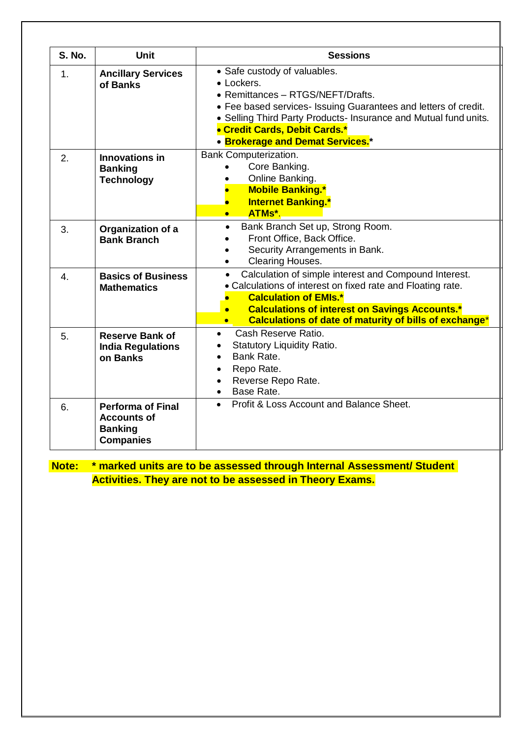| S. No. | Unit | Sessions |
|---|---|---|
| 1. | **Ancillary Services of Banks** | • Safe custody of valuables.<br>• Lockers.<br>• Remittances – RTGS/NEFT/Drafts.<br>• Fee based services- Issuing Guarantees and letters of credit.<br>• Selling Third Party Products- Insurance and Mutual fund units.<br>• **Credit Cards, Debit Cards.***<br>• **Brokerage and Demat Services.*** |
| 2. | **Innovations in Banking Technology** | Bank Computerization.<br>• Core Banking.<br>• Online Banking.<br>• **Mobile Banking.***<br>• **Internet Banking.***<br>• **ATMs***. |
| 3. | **Organization of a Bank Branch** | • Bank Branch Set up, Strong Room.<br>• Front Office, Back Office.<br>• Security Arrangements in Bank.<br>• Clearing Houses. |
| 4. | **Basics of Business Mathematics** | • Calculation of simple interest and Compound Interest.<br>• Calculations of interest on fixed rate and Floating rate.<br>• **Calculation of EMIs.***<br>• **Calculations of interest on Savings Accounts.***<br>• **Calculations of date of maturity of bills of exchange*** |
| 5. | **Reserve Bank of India Regulations on Banks** | • Cash Reserve Ratio.<br>• Statutory Liquidity Ratio.<br>• Bank Rate.<br>• Repo Rate.<br>• Reverse Repo Rate.<br>• Base Rate. |
| 6. | **Performa of Final Accounts of Banking Companies** | • Profit & Loss Account and Balance Sheet. |

**Note: * marked units are to be assessed through Internal Assessment/ Student Activities. They are not to be assessed in Theory Exams.**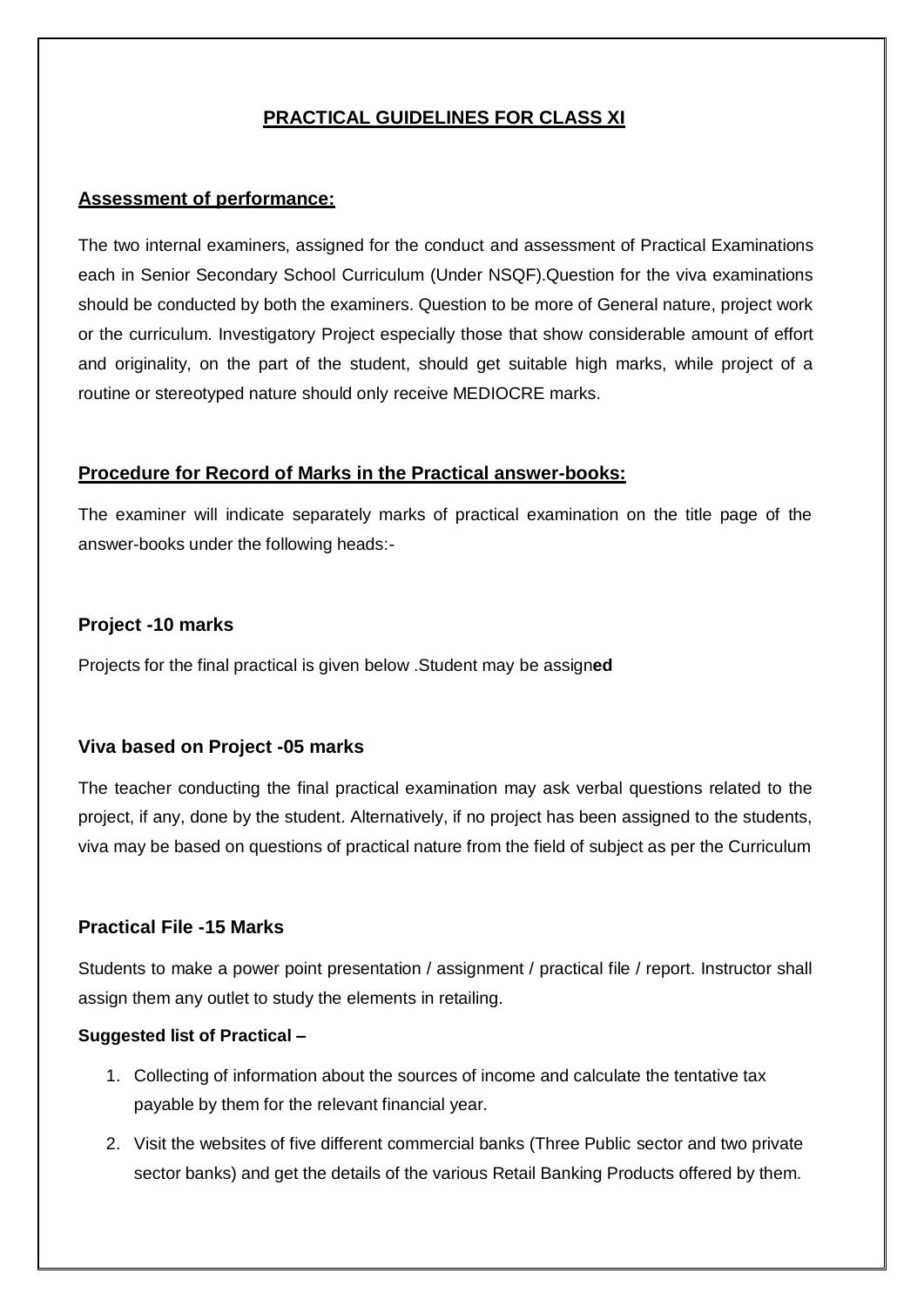## PRACTICAL GUIDELINES FOR CLASS XI

### Assessment of performance:

The two internal examiners, assigned for the conduct and assessment of Practical Examinations each in Senior Secondary School Curriculum (Under NSQF).Question for the viva examinations should be conducted by both the examiners. Question to be more of General nature, project work or the curriculum. Investigatory Project especially those that show considerable amount of effort and originality, on the part of the student, should get suitable high marks, while project of a routine or stereotyped nature should only receive MEDIOCRE marks.

### Procedure for Record of Marks in the Practical answer-books:

The examiner will indicate separately marks of practical examination on the title page of the answer-books under the following heads:-

### Project -10 marks

Projects for the final practical is given below .Student may be assign**ed**

### Viva based on Project -05 marks

The teacher conducting the final practical examination may ask verbal questions related to the project, if any, done by the student. Alternatively, if no project has been assigned to the students, viva may be based on questions of practical nature from the field of subject as per the Curriculum

### Practical File -15 Marks

Students to make a power point presentation / assignment / practical file / report. Instructor shall assign them any outlet to study the elements in retailing.

**Suggested list of Practical –**

1. Collecting of information about the sources of income and calculate the tentative tax payable by them for the relevant financial year.
2. Visit the websites of five different commercial banks (Three Public sector and two private sector banks) and get the details of the various Retail Banking Products offered by them.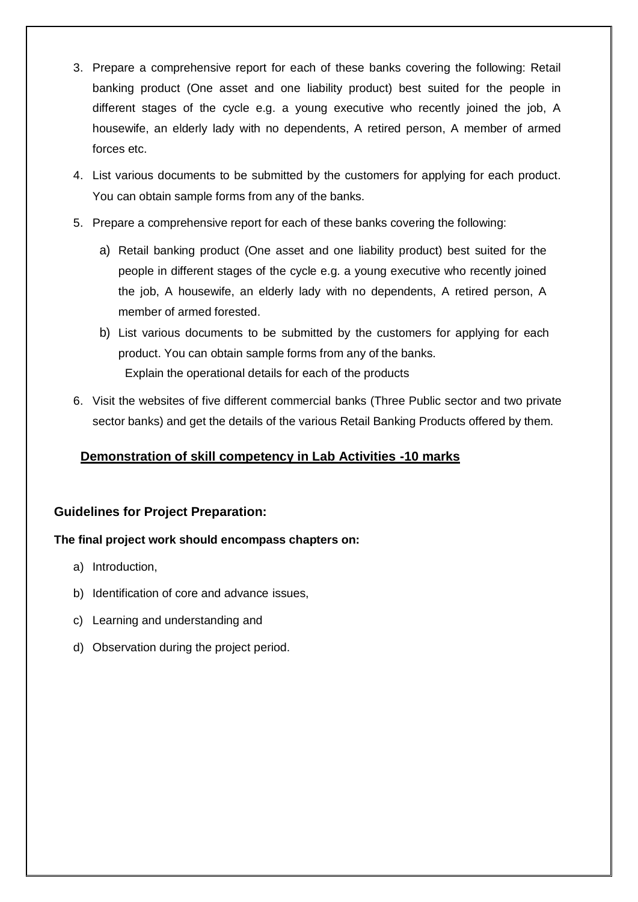3. Prepare a comprehensive report for each of these banks covering the following: Retail banking product (One asset and one liability product) best suited for the people in different stages of the cycle e.g. a young executive who recently joined the job, A housewife, an elderly lady with no dependents, A retired person, A member of armed forces etc.

4. List various documents to be submitted by the customers for applying for each product. You can obtain sample forms from any of the banks.

5. Prepare a comprehensive report for each of these banks covering the following:

   a) Retail banking product (One asset and one liability product) best suited for the people in different stages of the cycle e.g. a young executive who recently joined the job, A housewife, an elderly lady with no dependents, A retired person, A member of armed forested.

   b) List various documents to be submitted by the customers for applying for each product. You can obtain sample forms from any of the banks.
      Explain the operational details for each of the products

6. Visit the websites of five different commercial banks (Three Public sector and two private sector banks) and get the details of the various Retail Banking Products offered by them.

**<u>Demonstration of skill competency in Lab Activities -10 marks</u>**

**Guidelines for Project Preparation:**

**The final project work should encompass chapters on:**

a) Introduction,

b) Identification of core and advance issues,

c) Learning and understanding and

d) Observation during the project period.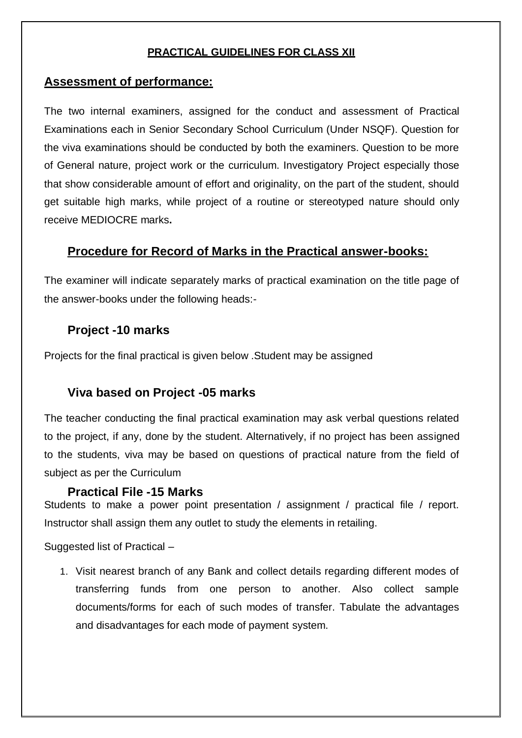**PRACTICAL GUIDELINES FOR CLASS XII**

## Assessment of performance:

The two internal examiners, assigned for the conduct and assessment of Practical Examinations each in Senior Secondary School Curriculum (Under NSQF). Question for the viva examinations should be conducted by both the examiners. Question to be more of General nature, project work or the curriculum. Investigatory Project especially those that show considerable amount of effort and originality, on the part of the student, should get suitable high marks, while project of a routine or stereotyped nature should only receive MEDIOCRE marks**.**

## Procedure for Record of Marks in the Practical answer-books:

The examiner will indicate separately marks of practical examination on the title page of the answer-books under the following heads:-

### Project -10 marks

Projects for the final practical is given below .Student may be assigned

### Viva based on Project -05 marks

The teacher conducting the final practical examination may ask verbal questions related to the project, if any, done by the student. Alternatively, if no project has been assigned to the students, viva may be based on questions of practical nature from the field of subject as per the Curriculum

### Practical File -15 Marks

Students to make a power point presentation / assignment / practical file / report. Instructor shall assign them any outlet to study the elements in retailing.

Suggested list of Practical –

1. Visit nearest branch of any Bank and collect details regarding different modes of transferring funds from one person to another. Also collect sample documents/forms for each of such modes of transfer. Tabulate the advantages and disadvantages for each mode of payment system.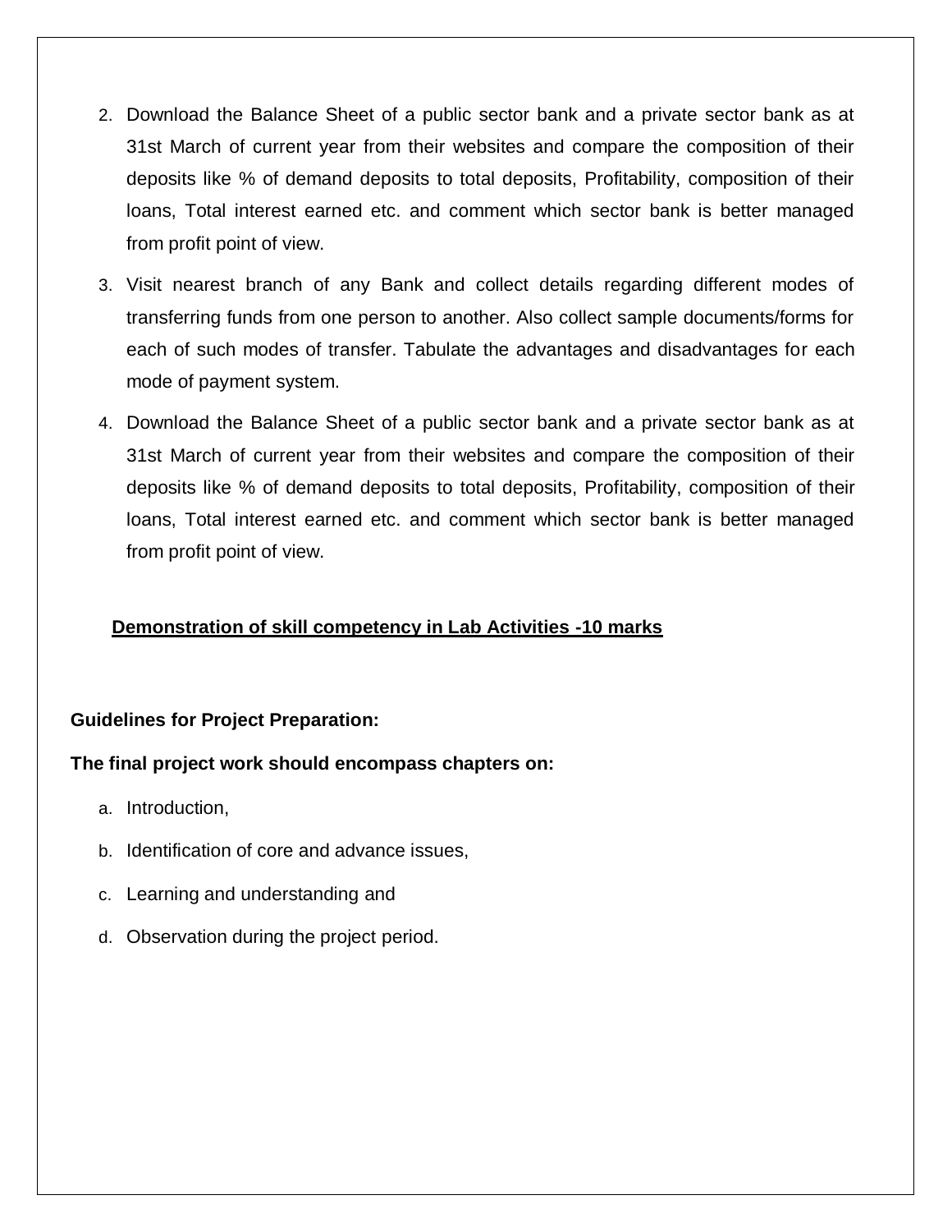2. Download the Balance Sheet of a public sector bank and a private sector bank as at 31st March of current year from their websites and compare the composition of their deposits like % of demand deposits to total deposits, Profitability, composition of their loans, Total interest earned etc. and comment which sector bank is better managed from profit point of view.
3. Visit nearest branch of any Bank and collect details regarding different modes of transferring funds from one person to another. Also collect sample documents/forms for each of such modes of transfer. Tabulate the advantages and disadvantages for each mode of payment system.
4. Download the Balance Sheet of a public sector bank and a private sector bank as at 31st March of current year from their websites and compare the composition of their deposits like % of demand deposits to total deposits, Profitability, composition of their loans, Total interest earned etc. and comment which sector bank is better managed from profit point of view.

**Demonstration of skill competency in Lab Activities -10 marks**

**Guidelines for Project Preparation:**

**The final project work should encompass chapters on:**

a. Introduction,
b. Identification of core and advance issues,
c. Learning and understanding and
d. Observation during the project period.